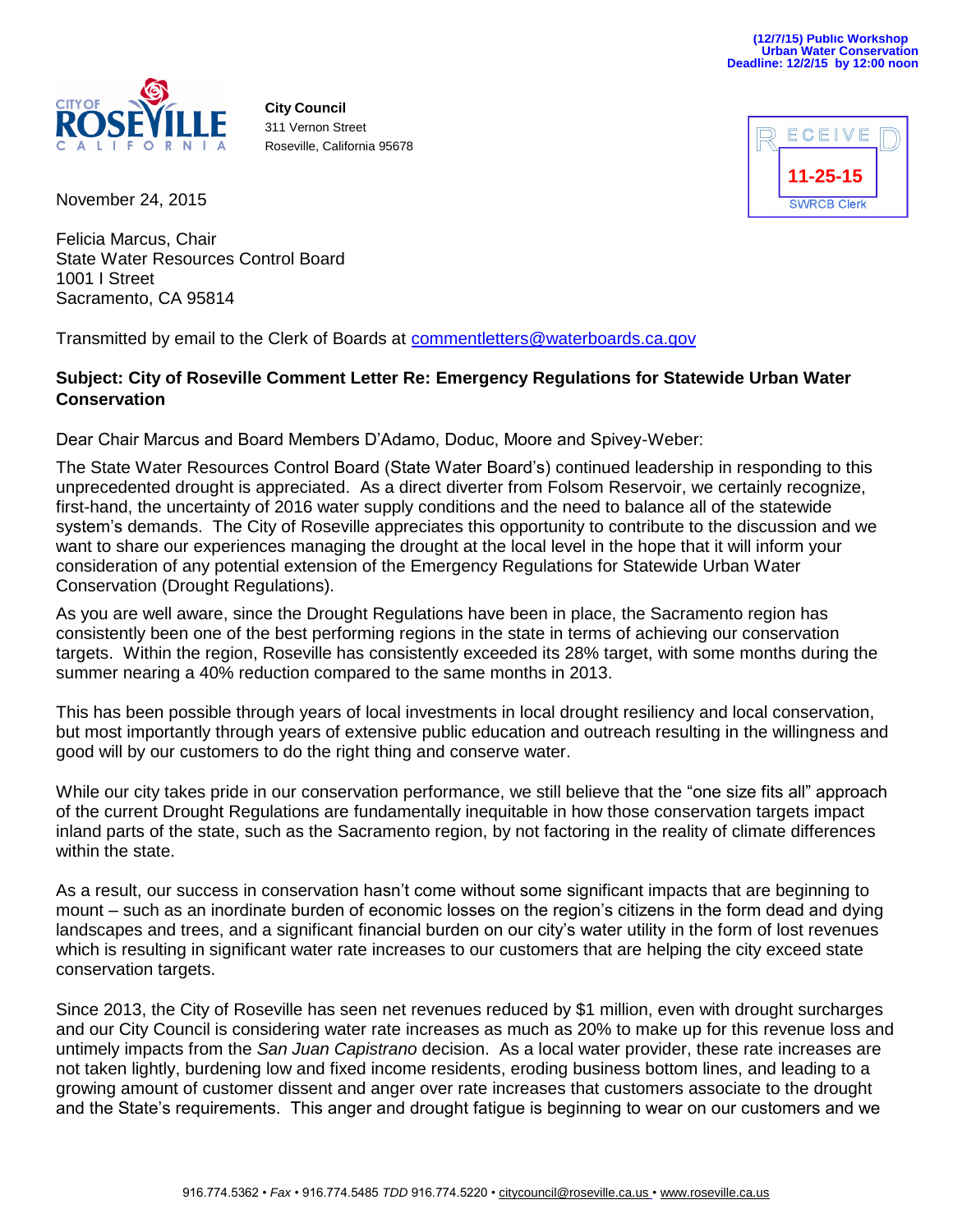(12/7/15) Public Workshop
Urban Water Conservation
Deadline: 12/2/15 by 12:00 noon

CITY OF ROSEVILLE CALIFORNIA

**City Council**
311 Vernon Street
Roseville, California 95678

RECEIVED
11-25-15
SWRCB Clerk

November 24, 2015

Felicia Marcus, Chair
State Water Resources Control Board
1001 I Street
Sacramento, CA 95814

Transmitted by email to the Clerk of Boards at commentletters@waterboards.ca.gov

**Subject: City of Roseville Comment Letter Re: Emergency Regulations for Statewide Urban Water Conservation**

Dear Chair Marcus and Board Members D'Adamo, Doduc, Moore and Spivey-Weber:

The State Water Resources Control Board (State Water Board's) continued leadership in responding to this unprecedented drought is appreciated. As a direct diverter from Folsom Reservoir, we certainly recognize, first-hand, the uncertainty of 2016 water supply conditions and the need to balance all of the statewide system's demands. The City of Roseville appreciates this opportunity to contribute to the discussion and we want to share our experiences managing the drought at the local level in the hope that it will inform your consideration of any potential extension of the Emergency Regulations for Statewide Urban Water Conservation (Drought Regulations).

As you are well aware, since the Drought Regulations have been in place, the Sacramento region has consistently been one of the best performing regions in the state in terms of achieving our conservation targets. Within the region, Roseville has consistently exceeded its 28% target, with some months during the summer nearing a 40% reduction compared to the same months in 2013.

This has been possible through years of local investments in local drought resiliency and local conservation, but most importantly through years of extensive public education and outreach resulting in the willingness and good will by our customers to do the right thing and conserve water.

While our city takes pride in our conservation performance, we still believe that the "one size fits all" approach of the current Drought Regulations are fundamentally inequitable in how those conservation targets impact inland parts of the state, such as the Sacramento region, by not factoring in the reality of climate differences within the state.

As a result, our success in conservation hasn't come without some significant impacts that are beginning to mount – such as an inordinate burden of economic losses on the region's citizens in the form dead and dying landscapes and trees, and a significant financial burden on our city's water utility in the form of lost revenues which is resulting in significant water rate increases to our customers that are helping the city exceed state conservation targets.

Since 2013, the City of Roseville has seen net revenues reduced by $1 million, even with drought surcharges and our City Council is considering water rate increases as much as 20% to make up for this revenue loss and untimely impacts from the *San Juan Capistrano* decision. As a local water provider, these rate increases are not taken lightly, burdening low and fixed income residents, eroding business bottom lines, and leading to a growing amount of customer dissent and anger over rate increases that customers associate to the drought and the State's requirements. This anger and drought fatigue is beginning to wear on our customers and we

916.774.5362 • *Fax* • 916.774.5485 *TDD* 916.774.5220 • citycouncil@roseville.ca.us • www.roseville.ca.us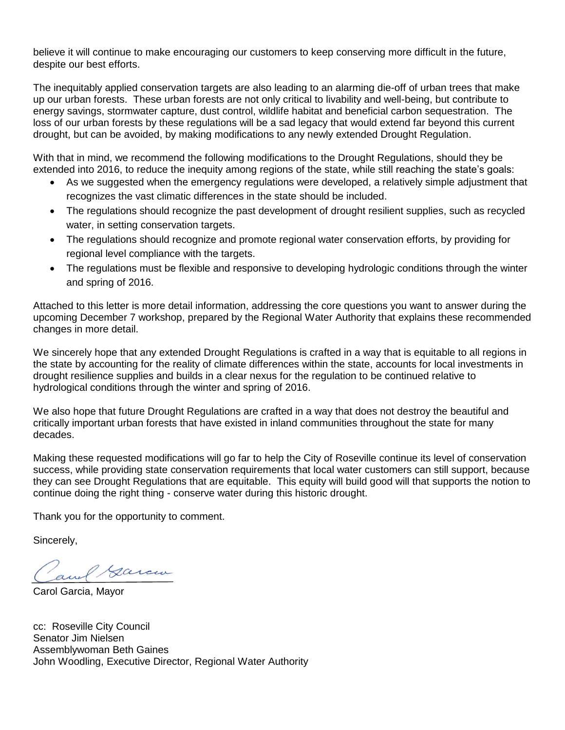believe it will continue to make encouraging our customers to keep conserving more difficult in the future, despite our best efforts.

The inequitably applied conservation targets are also leading to an alarming die-off of urban trees that make up our urban forests. These urban forests are not only critical to livability and well-being, but contribute to energy savings, stormwater capture, dust control, wildlife habitat and beneficial carbon sequestration. The loss of our urban forests by these regulations will be a sad legacy that would extend far beyond this current drought, but can be avoided, by making modifications to any newly extended Drought Regulation.

With that in mind, we recommend the following modifications to the Drought Regulations, should they be extended into 2016, to reduce the inequity among regions of the state, while still reaching the state's goals:

- As we suggested when the emergency regulations were developed, a relatively simple adjustment that recognizes the vast climatic differences in the state should be included.
- The regulations should recognize the past development of drought resilient supplies, such as recycled water, in setting conservation targets.
- The regulations should recognize and promote regional water conservation efforts, by providing for regional level compliance with the targets.
- The regulations must be flexible and responsive to developing hydrologic conditions through the winter and spring of 2016.

Attached to this letter is more detail information, addressing the core questions you want to answer during the upcoming December 7 workshop, prepared by the Regional Water Authority that explains these recommended changes in more detail.

We sincerely hope that any extended Drought Regulations is crafted in a way that is equitable to all regions in the state by accounting for the reality of climate differences within the state, accounts for local investments in drought resilience supplies and builds in a clear nexus for the regulation to be continued relative to hydrological conditions through the winter and spring of 2016.

We also hope that future Drought Regulations are crafted in a way that does not destroy the beautiful and critically important urban forests that have existed in inland communities throughout the state for many decades.

Making these requested modifications will go far to help the City of Roseville continue its level of conservation success, while providing state conservation requirements that local water customers can still support, because they can see Drought Regulations that are equitable. This equity will build good will that supports the notion to continue doing the right thing - conserve water during this historic drought.

Thank you for the opportunity to comment.

Sincerely,

Carol Garcia

Carol Garcia, Mayor

cc: Roseville City Council
Senator Jim Nielsen
Assemblywoman Beth Gaines
John Woodling, Executive Director, Regional Water Authority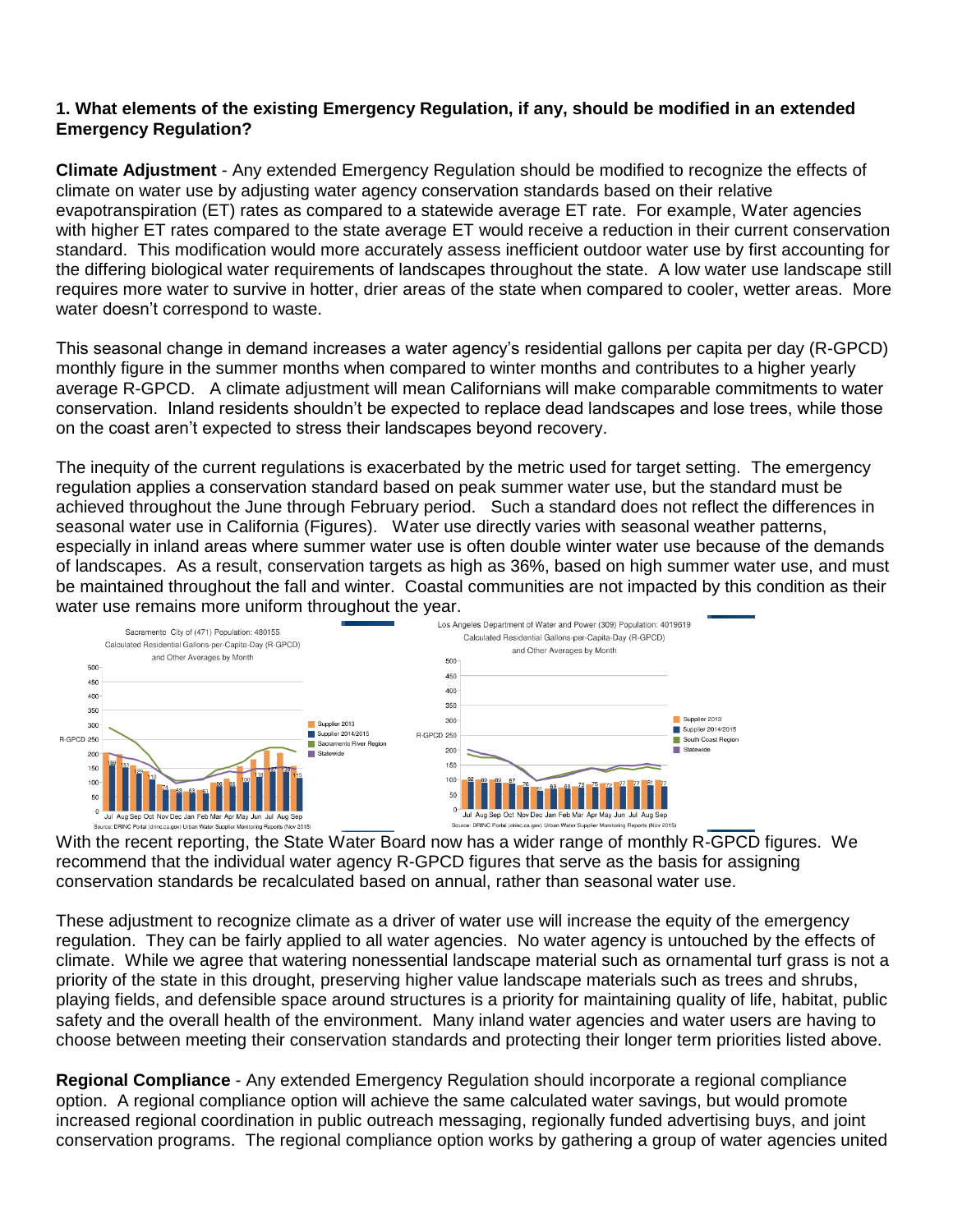**1. What elements of the existing Emergency Regulation, if any, should be modified in an extended Emergency Regulation?**

**Climate Adjustment** - Any extended Emergency Regulation should be modified to recognize the effects of climate on water use by adjusting water agency conservation standards based on their relative evapotranspiration (ET) rates as compared to a statewide average ET rate. For example, Water agencies with higher ET rates compared to the state average ET would receive a reduction in their current conservation standard. This modification would more accurately assess inefficient outdoor water use by first accounting for the differing biological water requirements of landscapes throughout the state. A low water use landscape still requires more water to survive in hotter, drier areas of the state when compared to cooler, wetter areas. More water doesn't correspond to waste.

This seasonal change in demand increases a water agency's residential gallons per capita per day (R-GPCD) monthly figure in the summer months when compared to winter months and contributes to a higher yearly average R-GPCD. A climate adjustment will mean Californians will make comparable commitments to water conservation. Inland residents shouldn't be expected to replace dead landscapes and lose trees, while those on the coast aren't expected to stress their landscapes beyond recovery.

The inequity of the current regulations is exacerbated by the metric used for target setting. The emergency regulation applies a conservation standard based on peak summer water use, but the standard must be achieved throughout the June through February period. Such a standard does not reflect the differences in seasonal water use in California (Figures). Water use directly varies with seasonal weather patterns, especially in inland areas where summer water use is often double winter water use because of the demands of landscapes. As a result, conservation targets as high as 36%, based on high summer water use, and must be maintained throughout the fall and winter. Coastal communities are not impacted by this condition as their water use remains more uniform throughout the year.

Sacramento City of (471) Population: 480155 — Calculated Residential Gallons-per-Capita-Day (R-GPCD) and Other Averages by Month
Source: DRINC Portal (drinc.ca.gov) Urban Water Supplier Monitoring Reports (Nov 2015)

Los Angeles Department of Water and Power (309) Population: 4019619 — Calculated Residential Gallons-per-Capita-Day (R-GPCD) and Other Averages by Month
Source: DRINC Portal (drinc.ca.gov) Urban Water Supplier Monitoring Reports (Nov 2015)

With the recent reporting, the State Water Board now has a wider range of monthly R-GPCD figures. We recommend that the individual water agency R-GPCD figures that serve as the basis for assigning conservation standards be recalculated based on annual, rather than seasonal water use.

These adjustment to recognize climate as a driver of water use will increase the equity of the emergency regulation. They can be fairly applied to all water agencies. No water agency is untouched by the effects of climate. While we agree that watering nonessential landscape material such as ornamental turf grass is not a priority of the state in this drought, preserving higher value landscape materials such as trees and shrubs, playing fields, and defensible space around structures is a priority for maintaining quality of life, habitat, public safety and the overall health of the environment. Many inland water agencies and water users are having to choose between meeting their conservation standards and protecting their longer term priorities listed above.

**Regional Compliance** - Any extended Emergency Regulation should incorporate a regional compliance option. A regional compliance option will achieve the same calculated water savings, but would promote increased regional coordination in public outreach messaging, regionally funded advertising buys, and joint conservation programs. The regional compliance option works by gathering a group of water agencies united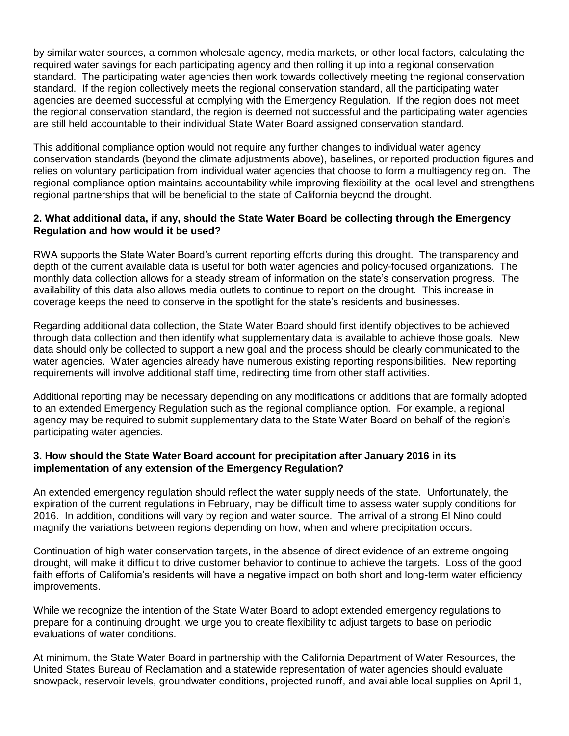by similar water sources, a common wholesale agency, media markets, or other local factors, calculating the required water savings for each participating agency and then rolling it up into a regional conservation standard. The participating water agencies then work towards collectively meeting the regional conservation standard. If the region collectively meets the regional conservation standard, all the participating water agencies are deemed successful at complying with the Emergency Regulation. If the region does not meet the regional conservation standard, the region is deemed not successful and the participating water agencies are still held accountable to their individual State Water Board assigned conservation standard.

This additional compliance option would not require any further changes to individual water agency conservation standards (beyond the climate adjustments above), baselines, or reported production figures and relies on voluntary participation from individual water agencies that choose to form a multiagency region. The regional compliance option maintains accountability while improving flexibility at the local level and strengthens regional partnerships that will be beneficial to the state of California beyond the drought.

**2. What additional data, if any, should the State Water Board be collecting through the Emergency Regulation and how would it be used?**

RWA supports the State Water Board's current reporting efforts during this drought. The transparency and depth of the current available data is useful for both water agencies and policy-focused organizations. The monthly data collection allows for a steady stream of information on the state's conservation progress. The availability of this data also allows media outlets to continue to report on the drought. This increase in coverage keeps the need to conserve in the spotlight for the state's residents and businesses.

Regarding additional data collection, the State Water Board should first identify objectives to be achieved through data collection and then identify what supplementary data is available to achieve those goals. New data should only be collected to support a new goal and the process should be clearly communicated to the water agencies. Water agencies already have numerous existing reporting responsibilities. New reporting requirements will involve additional staff time, redirecting time from other staff activities.

Additional reporting may be necessary depending on any modifications or additions that are formally adopted to an extended Emergency Regulation such as the regional compliance option. For example, a regional agency may be required to submit supplementary data to the State Water Board on behalf of the region's participating water agencies.

**3. How should the State Water Board account for precipitation after January 2016 in its implementation of any extension of the Emergency Regulation?**

An extended emergency regulation should reflect the water supply needs of the state. Unfortunately, the expiration of the current regulations in February, may be difficult time to assess water supply conditions for 2016. In addition, conditions will vary by region and water source. The arrival of a strong El Nino could magnify the variations between regions depending on how, when and where precipitation occurs.

Continuation of high water conservation targets, in the absence of direct evidence of an extreme ongoing drought, will make it difficult to drive customer behavior to continue to achieve the targets. Loss of the good faith efforts of California's residents will have a negative impact on both short and long-term water efficiency improvements.

While we recognize the intention of the State Water Board to adopt extended emergency regulations to prepare for a continuing drought, we urge you to create flexibility to adjust targets to base on periodic evaluations of water conditions.

At minimum, the State Water Board in partnership with the California Department of Water Resources, the United States Bureau of Reclamation and a statewide representation of water agencies should evaluate snowpack, reservoir levels, groundwater conditions, projected runoff, and available local supplies on April 1,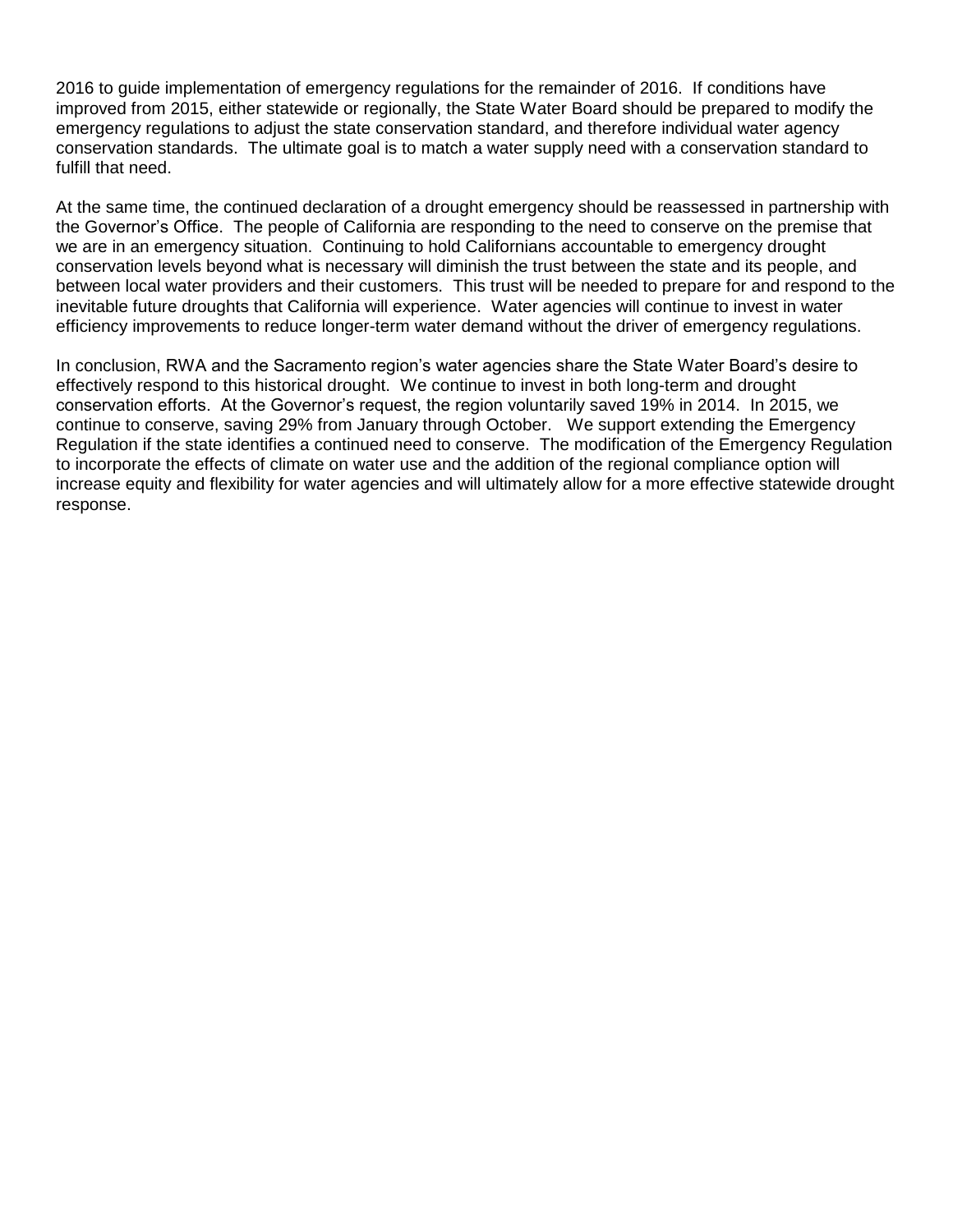2016 to guide implementation of emergency regulations for the remainder of 2016. If conditions have improved from 2015, either statewide or regionally, the State Water Board should be prepared to modify the emergency regulations to adjust the state conservation standard, and therefore individual water agency conservation standards. The ultimate goal is to match a water supply need with a conservation standard to fulfill that need.

At the same time, the continued declaration of a drought emergency should be reassessed in partnership with the Governor's Office. The people of California are responding to the need to conserve on the premise that we are in an emergency situation. Continuing to hold Californians accountable to emergency drought conservation levels beyond what is necessary will diminish the trust between the state and its people, and between local water providers and their customers. This trust will be needed to prepare for and respond to the inevitable future droughts that California will experience. Water agencies will continue to invest in water efficiency improvements to reduce longer-term water demand without the driver of emergency regulations.

In conclusion, RWA and the Sacramento region's water agencies share the State Water Board's desire to effectively respond to this historical drought. We continue to invest in both long-term and drought conservation efforts. At the Governor's request, the region voluntarily saved 19% in 2014. In 2015, we continue to conserve, saving 29% from January through October. We support extending the Emergency Regulation if the state identifies a continued need to conserve. The modification of the Emergency Regulation to incorporate the effects of climate on water use and the addition of the regional compliance option will increase equity and flexibility for water agencies and will ultimately allow for a more effective statewide drought response.